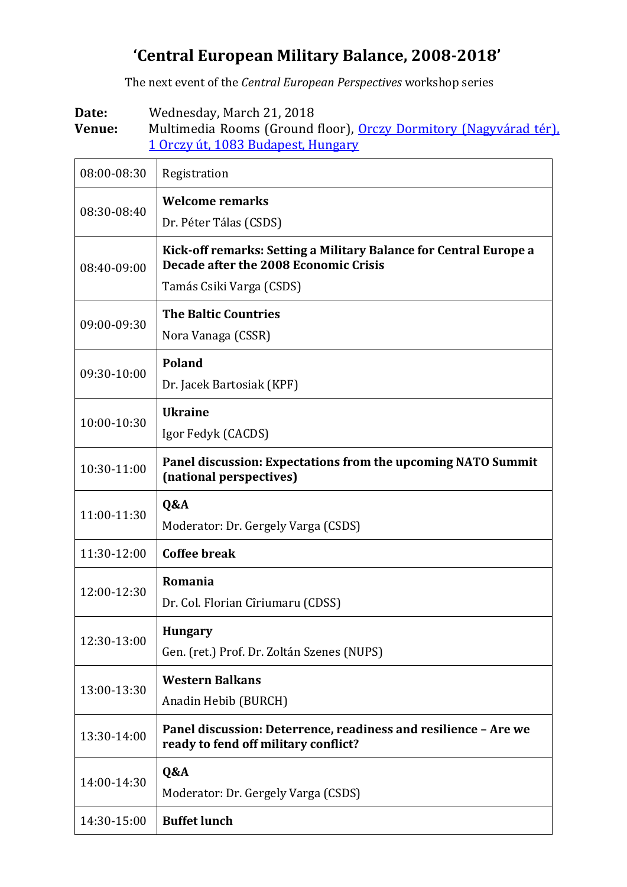# ‘Central European Military Balance, 2008-2018’

The next event of the *Central European Perspectives* workshop series

**Date:** Wednesday, March 21, 2018
**Venue:** Multimedia Rooms (Ground floor), Orczy Dormitory (Nagyvárad tér), 1 Orczy út, 1083 Budapest, Hungary

| | |
|---|---|
| 08:00-08:30 | Registration |
| 08:30-08:40 | **Welcome remarks**<br>Dr. Péter Tálas (CSDS) |
| 08:40-09:00 | **Kick-off remarks: Setting a Military Balance for Central Europe a Decade after the 2008 Economic Crisis**<br>Tamás Csiki Varga (CSDS) |
| 09:00-09:30 | **The Baltic Countries**<br>Nora Vanaga (CSSR) |
| 09:30-10:00 | **Poland**<br>Dr. Jacek Bartosiak (KPF) |
| 10:00-10:30 | **Ukraine**<br>Igor Fedyk (CACDS) |
| 10:30-11:00 | **Panel discussion: Expectations from the upcoming NATO Summit (national perspectives)** |
| 11:00-11:30 | **Q&A**<br>Moderator: Dr. Gergely Varga (CSDS) |
| 11:30-12:00 | **Coffee break** |
| 12:00-12:30 | **Romania**<br>Dr. Col. Florian Cîriumaru (CDSS) |
| 12:30-13:00 | **Hungary**<br>Gen. (ret.) Prof. Dr. Zoltán Szenes (NUPS) |
| 13:00-13:30 | **Western Balkans**<br>Anadin Hebib (BURCH) |
| 13:30-14:00 | **Panel discussion: Deterrence, readiness and resilience – Are we ready to fend off military conflict?** |
| 14:00-14:30 | **Q&A**<br>Moderator: Dr. Gergely Varga (CSDS) |
| 14:30-15:00 | **Buffet lunch** |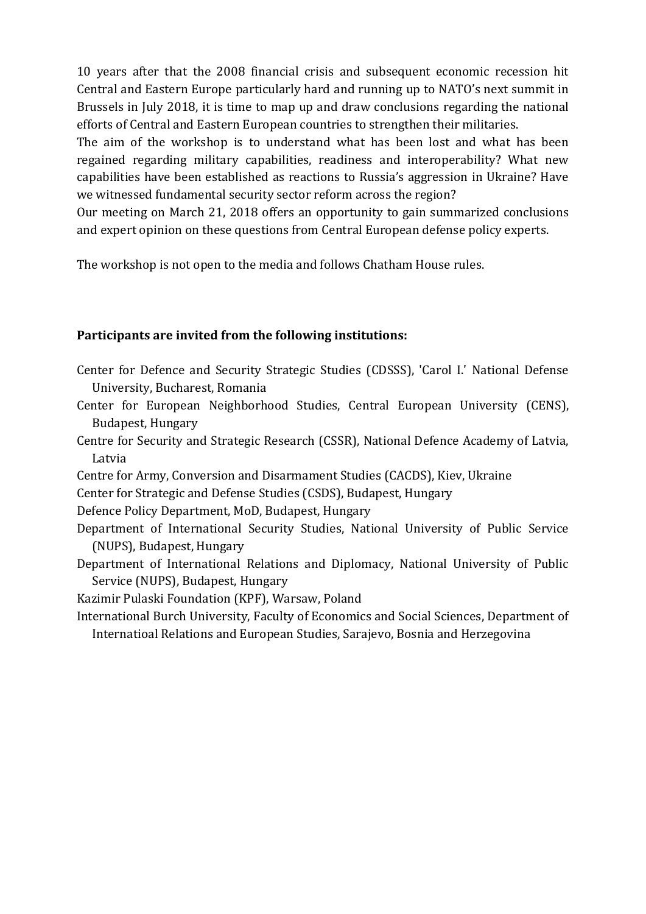10 years after that the 2008 financial crisis and subsequent economic recession hit Central and Eastern Europe particularly hard and running up to NATO's next summit in Brussels in July 2018, it is time to map up and draw conclusions regarding the national efforts of Central and Eastern European countries to strengthen their militaries.

The aim of the workshop is to understand what has been lost and what has been regained regarding military capabilities, readiness and interoperability? What new capabilities have been established as reactions to Russia's aggression in Ukraine? Have we witnessed fundamental security sector reform across the region?

Our meeting on March 21, 2018 offers an opportunity to gain summarized conclusions and expert opinion on these questions from Central European defense policy experts.

The workshop is not open to the media and follows Chatham House rules.

**Participants are invited from the following institutions:**

Center for Defence and Security Strategic Studies (CDSSS), 'Carol I.' National Defense University, Bucharest, Romania

Center for European Neighborhood Studies, Central European University (CENS), Budapest, Hungary

Centre for Security and Strategic Research (CSSR), National Defence Academy of Latvia, Latvia

Centre for Army, Conversion and Disarmament Studies (CACDS), Kiev, Ukraine

Center for Strategic and Defense Studies (CSDS), Budapest, Hungary

Defence Policy Department, MoD, Budapest, Hungary

Department of International Security Studies, National University of Public Service (NUPS), Budapest, Hungary

Department of International Relations and Diplomacy, National University of Public Service (NUPS), Budapest, Hungary

Kazimir Pulaski Foundation (KPF), Warsaw, Poland

International Burch University, Faculty of Economics and Social Sciences, Department of Internatioal Relations and European Studies, Sarajevo, Bosnia and Herzegovina